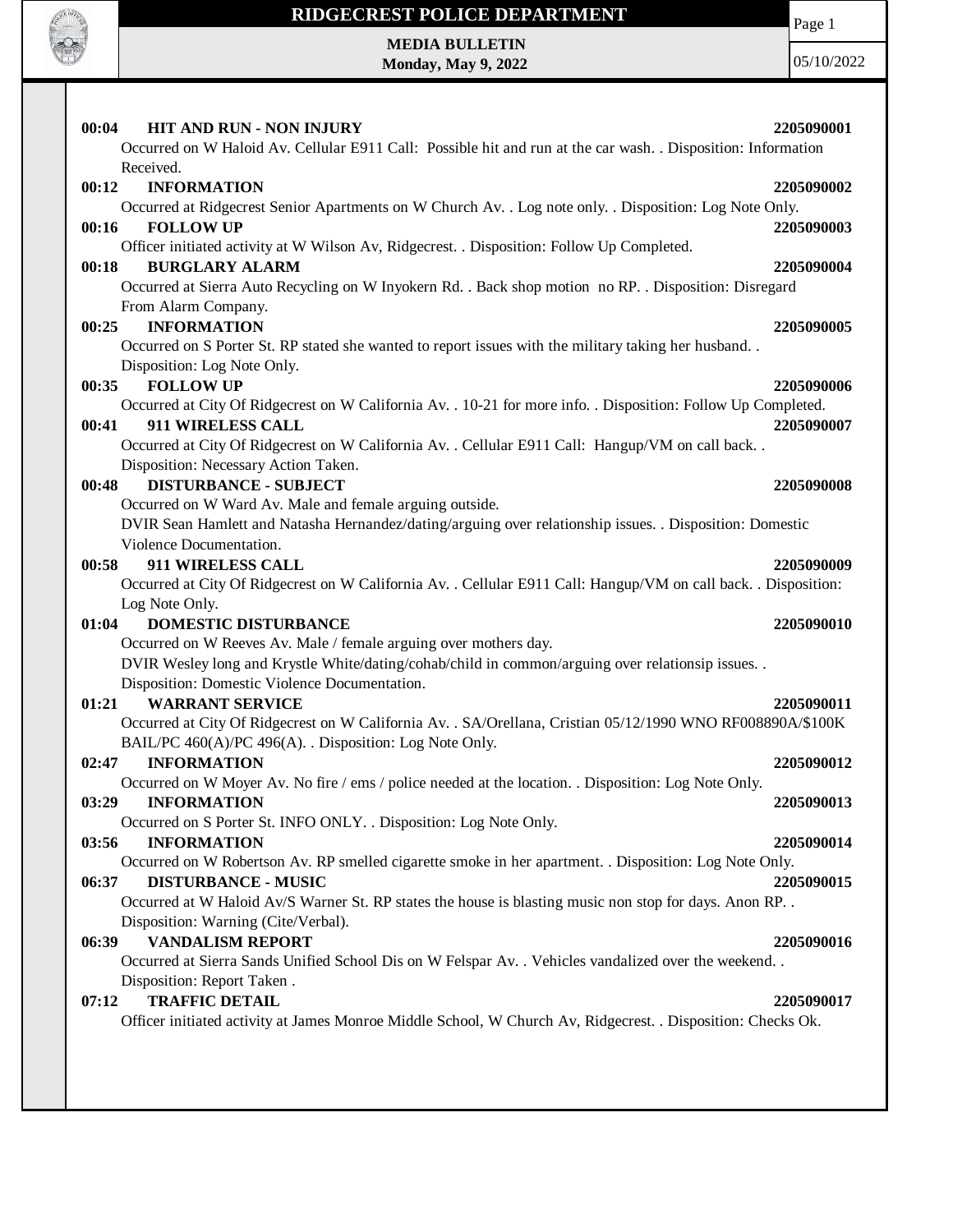# RIDGECREST POLICE DEPARTMENT

**MEDIA BULLETIN**
**Monday, May 9, 2022**

05/10/2022

**00:04 HIT AND RUN - NON INJURY** **2205090001**
Occurred on W Haloid Av. Cellular E911 Call: Possible hit and run at the car wash. . Disposition: Information Received.

**00:12 INFORMATION** **2205090002**
Occurred at Ridgecrest Senior Apartments on W Church Av. . Log note only. . Disposition: Log Note Only.

**00:16 FOLLOW UP** **2205090003**
Officer initiated activity at W Wilson Av, Ridgecrest. . Disposition: Follow Up Completed.

**00:18 BURGLARY ALARM** **2205090004**
Occurred at Sierra Auto Recycling on W Inyokern Rd. . Back shop motion no RP. . Disposition: Disregard From Alarm Company.

**00:25 INFORMATION** **2205090005**
Occurred on S Porter St. RP stated she wanted to report issues with the military taking her husband. . Disposition: Log Note Only.

**00:35 FOLLOW UP** **2205090006**
Occurred at City Of Ridgecrest on W California Av. . 10-21 for more info. . Disposition: Follow Up Completed.

**00:41 911 WIRELESS CALL** **2205090007**
Occurred at City Of Ridgecrest on W California Av. . Cellular E911 Call: Hangup/VM on call back. . Disposition: Necessary Action Taken.

**00:48 DISTURBANCE - SUBJECT** **2205090008**
Occurred on W Ward Av. Male and female arguing outside.
DVIR Sean Hamlett and Natasha Hernandez/dating/arguing over relationship issues. . Disposition: Domestic Violence Documentation.

**00:58 911 WIRELESS CALL** **2205090009**
Occurred at City Of Ridgecrest on W California Av. . Cellular E911 Call: Hangup/VM on call back. . Disposition: Log Note Only.

**01:04 DOMESTIC DISTURBANCE** **2205090010**
Occurred on W Reeves Av. Male / female arguing over mothers day.
DVIR Wesley long and Krystle White/dating/cohab/child in common/arguing over relationsip issues. . Disposition: Domestic Violence Documentation.

**01:21 WARRANT SERVICE** **2205090011**
Occurred at City Of Ridgecrest on W California Av. . SA/Orellana, Cristian 05/12/1990 WNO RF008890A/$100K BAIL/PC 460(A)/PC 496(A). . Disposition: Log Note Only.

**02:47 INFORMATION** **2205090012**
Occurred on W Moyer Av. No fire / ems / police needed at the location. . Disposition: Log Note Only.

**03:29 INFORMATION** **2205090013**
Occurred on S Porter St. INFO ONLY. . Disposition: Log Note Only.

**03:56 INFORMATION** **2205090014**
Occurred on W Robertson Av. RP smelled cigarette smoke in her apartment. . Disposition: Log Note Only.

**06:37 DISTURBANCE - MUSIC** **2205090015**
Occurred at W Haloid Av/S Warner St. RP states the house is blasting music non stop for days. Anon RP. . Disposition: Warning (Cite/Verbal).

**06:39 VANDALISM REPORT** **2205090016**
Occurred at Sierra Sands Unified School Dis on W Felspar Av. . Vehicles vandalized over the weekend. . Disposition: Report Taken .

**07:12 TRAFFIC DETAIL** **2205090017**
Officer initiated activity at James Monroe Middle School, W Church Av, Ridgecrest. . Disposition: Checks Ok.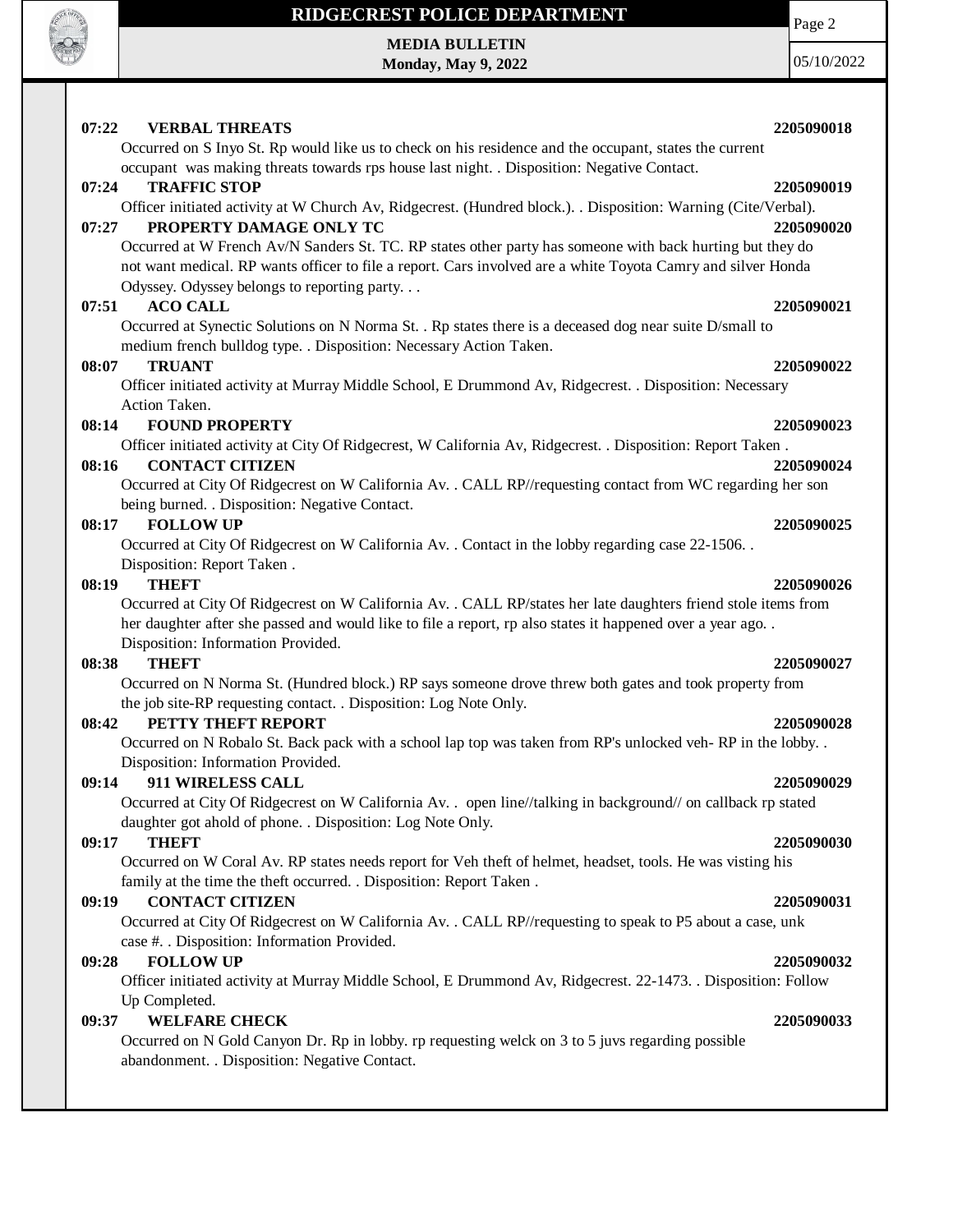**07:22 VERBAL THREATS** 2205090018

Occurred on S Inyo St. Rp would like us to check on his residence and the occupant, states the current occupant was making threats towards rps house last night. . Disposition: Negative Contact.

**07:24 TRAFFIC STOP** 2205090019

Officer initiated activity at W Church Av, Ridgecrest. (Hundred block.). . Disposition: Warning (Cite/Verbal).

**07:27 PROPERTY DAMAGE ONLY TC** 2205090020

Occurred at W French Av/N Sanders St. TC. RP states other party has someone with back hurting but they do not want medical. RP wants officer to file a report. Cars involved are a white Toyota Camry and silver Honda Odyssey. Odyssey belongs to reporting party. . .

**07:51 ACO CALL** 2205090021

Occurred at Synectic Solutions on N Norma St. . Rp states there is a deceased dog near suite D/small to medium french bulldog type. . Disposition: Necessary Action Taken.

**08:07 TRUANT** 2205090022

Officer initiated activity at Murray Middle School, E Drummond Av, Ridgecrest. . Disposition: Necessary Action Taken.

**08:14 FOUND PROPERTY** 2205090023

Officer initiated activity at City Of Ridgecrest, W California Av, Ridgecrest. . Disposition: Report Taken .

**08:16 CONTACT CITIZEN** 2205090024

Occurred at City Of Ridgecrest on W California Av. . CALL RP//requesting contact from WC regarding her son being burned. . Disposition: Negative Contact.

**08:17 FOLLOW UP** 2205090025

Occurred at City Of Ridgecrest on W California Av. . Contact in the lobby regarding case 22-1506. . Disposition: Report Taken .

**08:19 THEFT** 2205090026

Occurred at City Of Ridgecrest on W California Av. . CALL RP/states her late daughters friend stole items from her daughter after she passed and would like to file a report, rp also states it happened over a year ago. . Disposition: Information Provided.

**08:38 THEFT** 2205090027

Occurred on N Norma St. (Hundred block.) RP says someone drove threw both gates and took property from the job site-RP requesting contact. . Disposition: Log Note Only.

**08:42 PETTY THEFT REPORT** 2205090028

Occurred on N Robalo St. Back pack with a school lap top was taken from RP's unlocked veh- RP in the lobby. . Disposition: Information Provided.

**09:14 911 WIRELESS CALL** 2205090029

Occurred at City Of Ridgecrest on W California Av. . open line//talking in background// on callback rp stated daughter got ahold of phone. . Disposition: Log Note Only.

**09:17 THEFT** 2205090030

Occurred on W Coral Av. RP states needs report for Veh theft of helmet, headset, tools. He was visting his family at the time the theft occurred. . Disposition: Report Taken .

**09:19 CONTACT CITIZEN** 2205090031

Occurred at City Of Ridgecrest on W California Av. . CALL RP//requesting to speak to P5 about a case, unk case #. . Disposition: Information Provided.

**09:28 FOLLOW UP** 2205090032

Officer initiated activity at Murray Middle School, E Drummond Av, Ridgecrest. 22-1473. . Disposition: Follow Up Completed.

**09:37 WELFARE CHECK** 2205090033

Occurred on N Gold Canyon Dr. Rp in lobby. rp requesting welck on 3 to 5 juvs regarding possible abandonment. . Disposition: Negative Contact.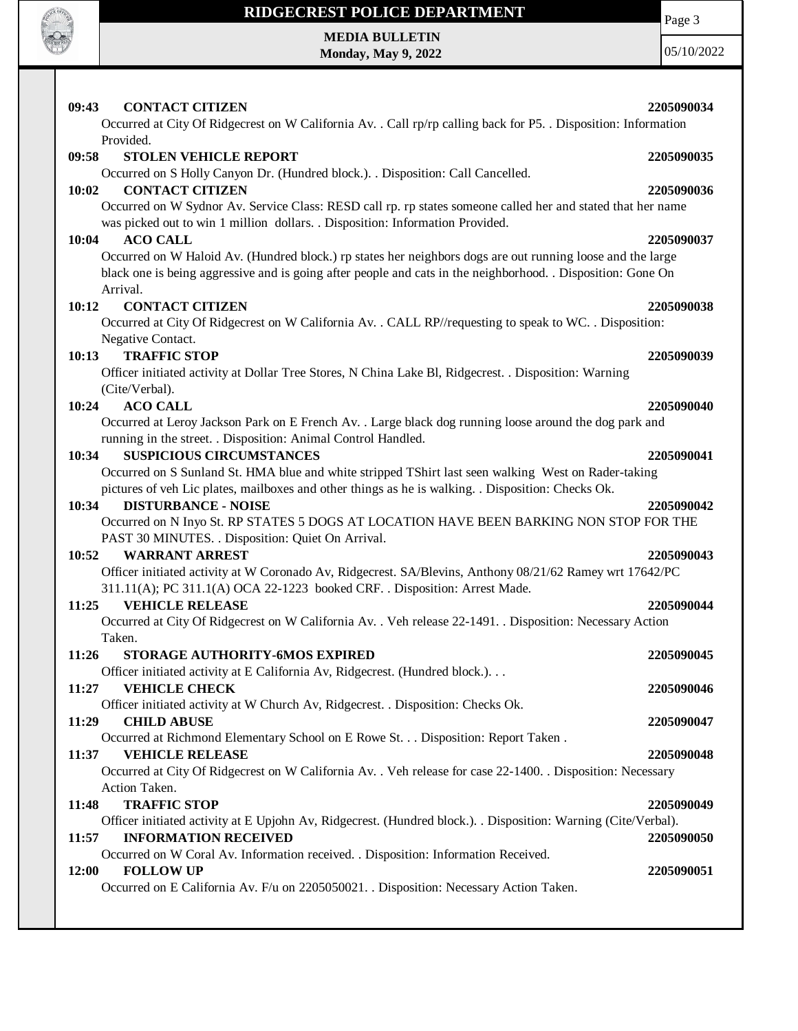**09:43 CONTACT CITIZEN** **2205090034**
Occurred at City Of Ridgecrest on W California Av. . Call rp/rp calling back for P5. . Disposition: Information Provided.

**09:58 STOLEN VEHICLE REPORT** **2205090035**
Occurred on S Holly Canyon Dr. (Hundred block.). . Disposition: Call Cancelled.

**10:02 CONTACT CITIZEN** **2205090036**
Occurred on W Sydnor Av. Service Class: RESD call rp. rp states someone called her and stated that her name was picked out to win 1 million dollars. . Disposition: Information Provided.

**10:04 ACO CALL** **2205090037**
Occurred on W Haloid Av. (Hundred block.) rp states her neighbors dogs are out running loose and the large black one is being aggressive and is going after people and cats in the neighborhood. . Disposition: Gone On Arrival.

**10:12 CONTACT CITIZEN** **2205090038**
Occurred at City Of Ridgecrest on W California Av. . CALL RP//requesting to speak to WC. . Disposition: Negative Contact.

**10:13 TRAFFIC STOP** **2205090039**
Officer initiated activity at Dollar Tree Stores, N China Lake Bl, Ridgecrest. . Disposition: Warning (Cite/Verbal).

**10:24 ACO CALL** **2205090040**
Occurred at Leroy Jackson Park on E French Av. . Large black dog running loose around the dog park and running in the street. . Disposition: Animal Control Handled.

**10:34 SUSPICIOUS CIRCUMSTANCES** **2205090041**
Occurred on S Sunland St. HMA blue and white stripped TShirt last seen walking West on Rader-taking pictures of veh Lic plates, mailboxes and other things as he is walking. . Disposition: Checks Ok.

**10:34 DISTURBANCE - NOISE** **2205090042**
Occurred on N Inyo St. RP STATES 5 DOGS AT LOCATION HAVE BEEN BARKING NON STOP FOR THE PAST 30 MINUTES. . Disposition: Quiet On Arrival.

**10:52 WARRANT ARREST** **2205090043**
Officer initiated activity at W Coronado Av, Ridgecrest. SA/Blevins, Anthony 08/21/62 Ramey wrt 17642/PC 311.11(A); PC 311.1(A) OCA 22-1223 booked CRF. . Disposition: Arrest Made.

**11:25 VEHICLE RELEASE** **2205090044**
Occurred at City Of Ridgecrest on W California Av. . Veh release 22-1491. . Disposition: Necessary Action Taken.

**11:26 STORAGE AUTHORITY-6MOS EXPIRED** **2205090045**
Officer initiated activity at E California Av, Ridgecrest. (Hundred block.). . .

**11:27 VEHICLE CHECK** **2205090046**
Officer initiated activity at W Church Av, Ridgecrest. . Disposition: Checks Ok.

**11:29 CHILD ABUSE** **2205090047**
Occurred at Richmond Elementary School on E Rowe St. . . Disposition: Report Taken .

**11:37 VEHICLE RELEASE** **2205090048**
Occurred at City Of Ridgecrest on W California Av. . Veh release for case 22-1400. . Disposition: Necessary Action Taken.

**11:48 TRAFFIC STOP** **2205090049**
Officer initiated activity at E Upjohn Av, Ridgecrest. (Hundred block.). . Disposition: Warning (Cite/Verbal).

**11:57 INFORMATION RECEIVED** **2205090050**
Occurred on W Coral Av. Information received. . Disposition: Information Received.

**12:00 FOLLOW UP** **2205090051**
Occurred on E California Av. F/u on 2205050021. . Disposition: Necessary Action Taken.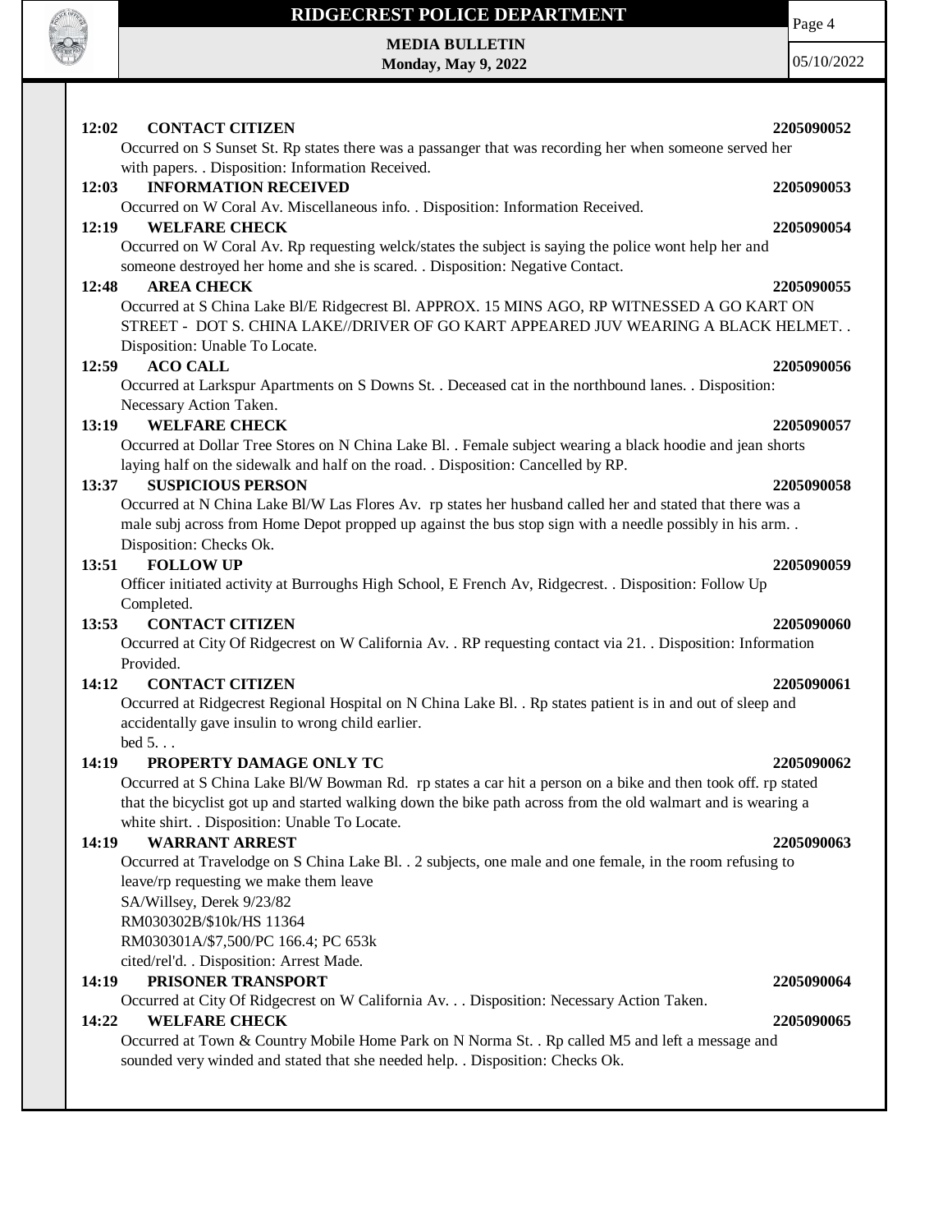**12:02 CONTACT CITIZEN 2205090052**

Occurred on S Sunset St. Rp states there was a passanger that was recording her when someone served her with papers. . Disposition: Information Received.

**12:03 INFORMATION RECEIVED 2205090053**

Occurred on W Coral Av. Miscellaneous info. . Disposition: Information Received.

**12:19 WELFARE CHECK 2205090054**

Occurred on W Coral Av. Rp requesting welck/states the subject is saying the police wont help her and someone destroyed her home and she is scared. . Disposition: Negative Contact.

**12:48 AREA CHECK 2205090055**

Occurred at S China Lake Bl/E Ridgecrest Bl. APPROX. 15 MINS AGO, RP WITNESSED A GO KART ON STREET - DOT S. CHINA LAKE//DRIVER OF GO KART APPEARED JUV WEARING A BLACK HELMET. . Disposition: Unable To Locate.

**12:59 ACO CALL 2205090056**

Occurred at Larkspur Apartments on S Downs St. . Deceased cat in the northbound lanes. . Disposition: Necessary Action Taken.

**13:19 WELFARE CHECK 2205090057**

Occurred at Dollar Tree Stores on N China Lake Bl. . Female subject wearing a black hoodie and jean shorts laying half on the sidewalk and half on the road. . Disposition: Cancelled by RP.

**13:37 SUSPICIOUS PERSON 2205090058**

Occurred at N China Lake Bl/W Las Flores Av. rp states her husband called her and stated that there was a male subj across from Home Depot propped up against the bus stop sign with a needle possibly in his arm. . Disposition: Checks Ok.

**13:51 FOLLOW UP 2205090059**

Officer initiated activity at Burroughs High School, E French Av, Ridgecrest. . Disposition: Follow Up Completed.

**13:53 CONTACT CITIZEN 2205090060**

Occurred at City Of Ridgecrest on W California Av. . RP requesting contact via 21. . Disposition: Information Provided.

**14:12 CONTACT CITIZEN 2205090061**

Occurred at Ridgecrest Regional Hospital on N China Lake Bl. . Rp states patient is in and out of sleep and accidentally gave insulin to wrong child earlier.
bed 5. . .

**14:19 PROPERTY DAMAGE ONLY TC 2205090062**

Occurred at S China Lake Bl/W Bowman Rd. rp states a car hit a person on a bike and then took off. rp stated that the bicyclist got up and started walking down the bike path across from the old walmart and is wearing a white shirt. . Disposition: Unable To Locate.

**14:19 WARRANT ARREST 2205090063**

Occurred at Travelodge on S China Lake Bl. . 2 subjects, one male and one female, in the room refusing to leave/rp requesting we make them leave
SA/Willsey, Derek 9/23/82
RM030302B/$10k/HS 11364
RM030301A/$7,500/PC 166.4; PC 653k
cited/rel'd. . Disposition: Arrest Made.

**14:19 PRISONER TRANSPORT 2205090064**

Occurred at City Of Ridgecrest on W California Av. . . Disposition: Necessary Action Taken.

**14:22 WELFARE CHECK 2205090065**

Occurred at Town & Country Mobile Home Park on N Norma St. . Rp called M5 and left a message and sounded very winded and stated that she needed help. . Disposition: Checks Ok.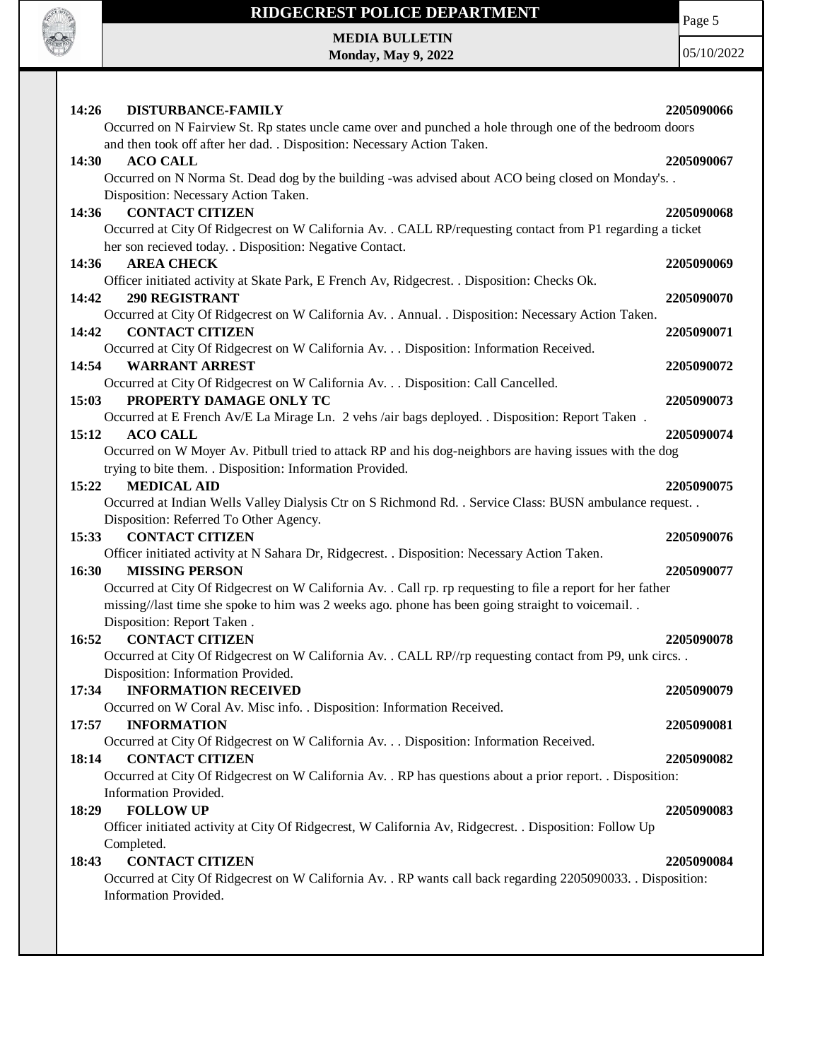**14:26 DISTURBANCE-FAMILY 2205090066**
Occurred on N Fairview St. Rp states uncle came over and punched a hole through one of the bedroom doors and then took off after her dad. . Disposition: Necessary Action Taken.

**14:30 ACO CALL 2205090067**
Occurred on N Norma St. Dead dog by the building -was advised about ACO being closed on Monday's. . Disposition: Necessary Action Taken.

**14:36 CONTACT CITIZEN 2205090068**
Occurred at City Of Ridgecrest on W California Av. . CALL RP/requesting contact from P1 regarding a ticket her son recieved today. . Disposition: Negative Contact.

**14:36 AREA CHECK 2205090069**
Officer initiated activity at Skate Park, E French Av, Ridgecrest. . Disposition: Checks Ok.

**14:42 290 REGISTRANT 2205090070**
Occurred at City Of Ridgecrest on W California Av. . Annual. . Disposition: Necessary Action Taken.

**14:42 CONTACT CITIZEN 2205090071**
Occurred at City Of Ridgecrest on W California Av. . . Disposition: Information Received.

**14:54 WARRANT ARREST 2205090072**
Occurred at City Of Ridgecrest on W California Av. . . Disposition: Call Cancelled.

**15:03 PROPERTY DAMAGE ONLY TC 2205090073**
Occurred at E French Av/E La Mirage Ln. 2 vehs /air bags deployed. . Disposition: Report Taken .

**15:12 ACO CALL 2205090074**
Occurred on W Moyer Av. Pitbull tried to attack RP and his dog-neighbors are having issues with the dog trying to bite them. . Disposition: Information Provided.

**15:22 MEDICAL AID 2205090075**
Occurred at Indian Wells Valley Dialysis Ctr on S Richmond Rd. . Service Class: BUSN ambulance request. . Disposition: Referred To Other Agency.

**15:33 CONTACT CITIZEN 2205090076**
Officer initiated activity at N Sahara Dr, Ridgecrest. . Disposition: Necessary Action Taken.

**16:30 MISSING PERSON 2205090077**
Occurred at City Of Ridgecrest on W California Av. . Call rp. rp requesting to file a report for her father missing//last time she spoke to him was 2 weeks ago. phone has been going straight to voicemail. . Disposition: Report Taken .

**16:52 CONTACT CITIZEN 2205090078**
Occurred at City Of Ridgecrest on W California Av. . CALL RP//rp requesting contact from P9, unk circs. . Disposition: Information Provided.

**17:34 INFORMATION RECEIVED 2205090079**
Occurred on W Coral Av. Misc info. . Disposition: Information Received.

**17:57 INFORMATION 2205090081**
Occurred at City Of Ridgecrest on W California Av. . . Disposition: Information Received.

**18:14 CONTACT CITIZEN 2205090082**
Occurred at City Of Ridgecrest on W California Av. . RP has questions about a prior report. . Disposition: Information Provided.

**18:29 FOLLOW UP 2205090083**
Officer initiated activity at City Of Ridgecrest, W California Av, Ridgecrest. . Disposition: Follow Up Completed.

**18:43 CONTACT CITIZEN 2205090084**
Occurred at City Of Ridgecrest on W California Av. . RP wants call back regarding 2205090033. . Disposition: Information Provided.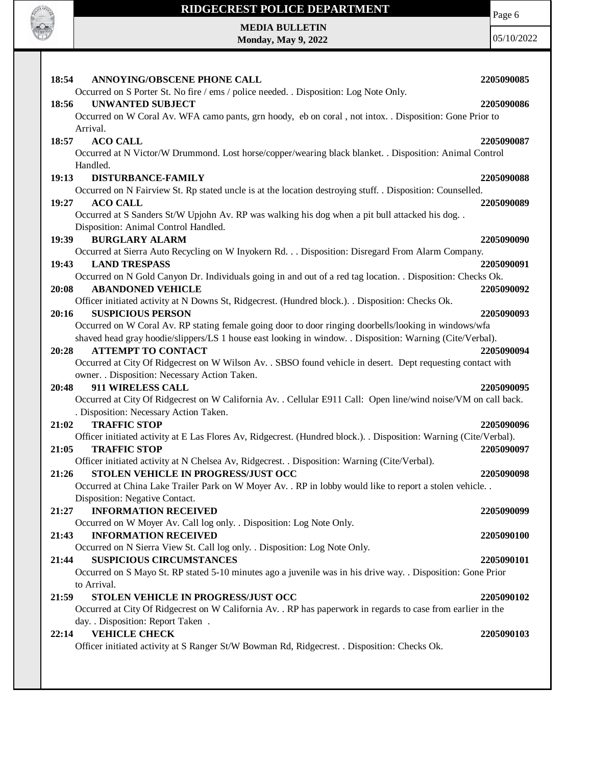**18:54 ANNOYING/OBSCENE PHONE CALL** **2205090085**
Occurred on S Porter St. No fire / ems / police needed. . Disposition: Log Note Only.

**18:56 UNWANTED SUBJECT** **2205090086**
Occurred on W Coral Av. WFA camo pants, grn hoody, eb on coral , not intox. . Disposition: Gone Prior to Arrival.

**18:57 ACO CALL** **2205090087**
Occurred at N Victor/W Drummond. Lost horse/copper/wearing black blanket. . Disposition: Animal Control Handled.

**19:13 DISTURBANCE-FAMILY** **2205090088**
Occurred on N Fairview St. Rp stated uncle is at the location destroying stuff. . Disposition: Counselled.

**19:27 ACO CALL** **2205090089**
Occurred at S Sanders St/W Upjohn Av. RP was walking his dog when a pit bull attacked his dog. . Disposition: Animal Control Handled.

**19:39 BURGLARY ALARM** **2205090090**
Occurred at Sierra Auto Recycling on W Inyokern Rd. . . Disposition: Disregard From Alarm Company.

**19:43 LAND TRESPASS** **2205090091**
Occurred on N Gold Canyon Dr. Individuals going in and out of a red tag location. . Disposition: Checks Ok.

**20:08 ABANDONED VEHICLE** **2205090092**
Officer initiated activity at N Downs St, Ridgecrest. (Hundred block.). . Disposition: Checks Ok.

**20:16 SUSPICIOUS PERSON** **2205090093**
Occurred on W Coral Av. RP stating female going door to door ringing doorbells/looking in windows/wfa shaved head gray hoodie/slippers/LS 1 house east looking in window. . Disposition: Warning (Cite/Verbal).

**20:28 ATTEMPT TO CONTACT** **2205090094**
Occurred at City Of Ridgecrest on W Wilson Av. . SBSO found vehicle in desert. Dept requesting contact with owner. . Disposition: Necessary Action Taken.

**20:48 911 WIRELESS CALL** **2205090095**
Occurred at City Of Ridgecrest on W California Av. . Cellular E911 Call: Open line/wind noise/VM on call back. . Disposition: Necessary Action Taken.

**21:02 TRAFFIC STOP** **2205090096**
Officer initiated activity at E Las Flores Av, Ridgecrest. (Hundred block.). . Disposition: Warning (Cite/Verbal).

**21:05 TRAFFIC STOP** **2205090097**
Officer initiated activity at N Chelsea Av, Ridgecrest. . Disposition: Warning (Cite/Verbal).

**21:26 STOLEN VEHICLE IN PROGRESS/JUST OCC** **2205090098**
Occurred at China Lake Trailer Park on W Moyer Av. . RP in lobby would like to report a stolen vehicle. . Disposition: Negative Contact.

**21:27 INFORMATION RECEIVED** **2205090099**
Occurred on W Moyer Av. Call log only. . Disposition: Log Note Only.

**21:43 INFORMATION RECEIVED** **2205090100**
Occurred on N Sierra View St. Call log only. . Disposition: Log Note Only.

**21:44 SUSPICIOUS CIRCUMSTANCES** **2205090101**
Occurred on S Mayo St. RP stated 5-10 minutes ago a juvenile was in his drive way. . Disposition: Gone Prior to Arrival.

**21:59 STOLEN VEHICLE IN PROGRESS/JUST OCC** **2205090102**
Occurred at City Of Ridgecrest on W California Av. . RP has paperwork in regards to case from earlier in the day. . Disposition: Report Taken .

**22:14 VEHICLE CHECK** **2205090103**
Officer initiated activity at S Ranger St/W Bowman Rd, Ridgecrest. . Disposition: Checks Ok.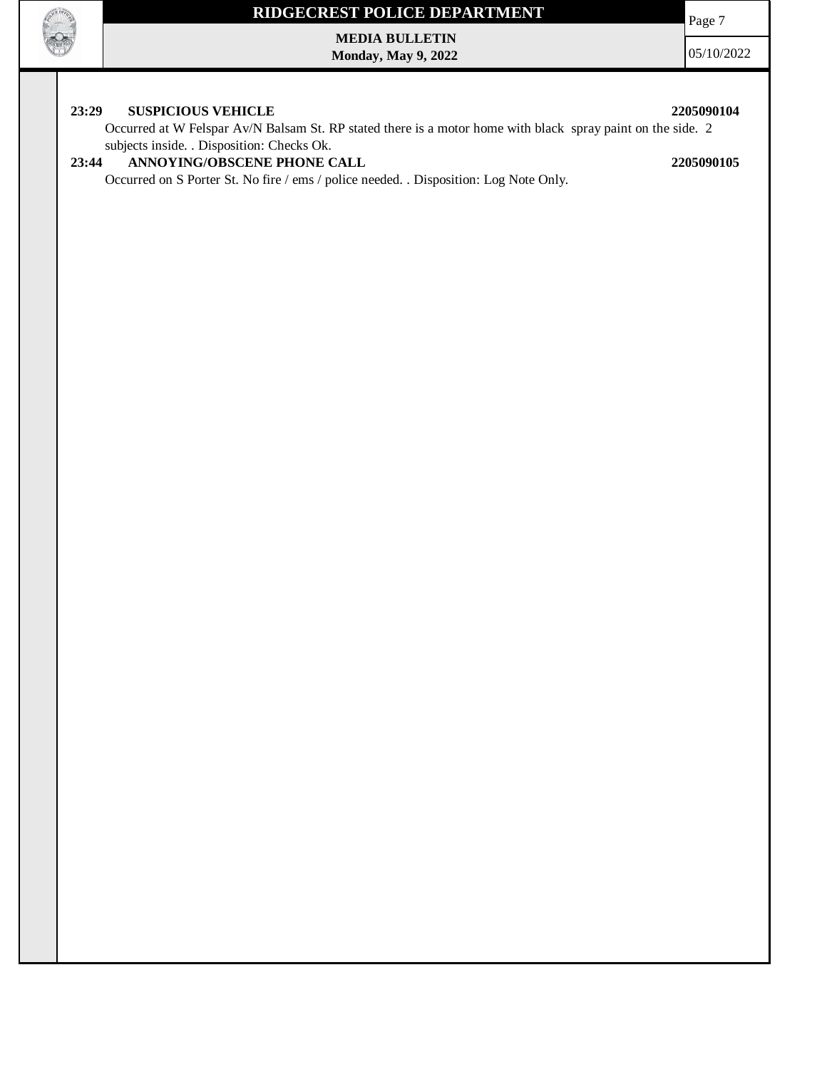**23:29 SUSPICIOUS VEHICLE** **2205090104**

Occurred at W Felspar Av/N Balsam St. RP stated there is a motor home with black spray paint on the side. 2 subjects inside. . Disposition: Checks Ok.

**23:44 ANNOYING/OBSCENE PHONE CALL** **2205090105**

Occurred on S Porter St. No fire / ems / police needed. . Disposition: Log Note Only.